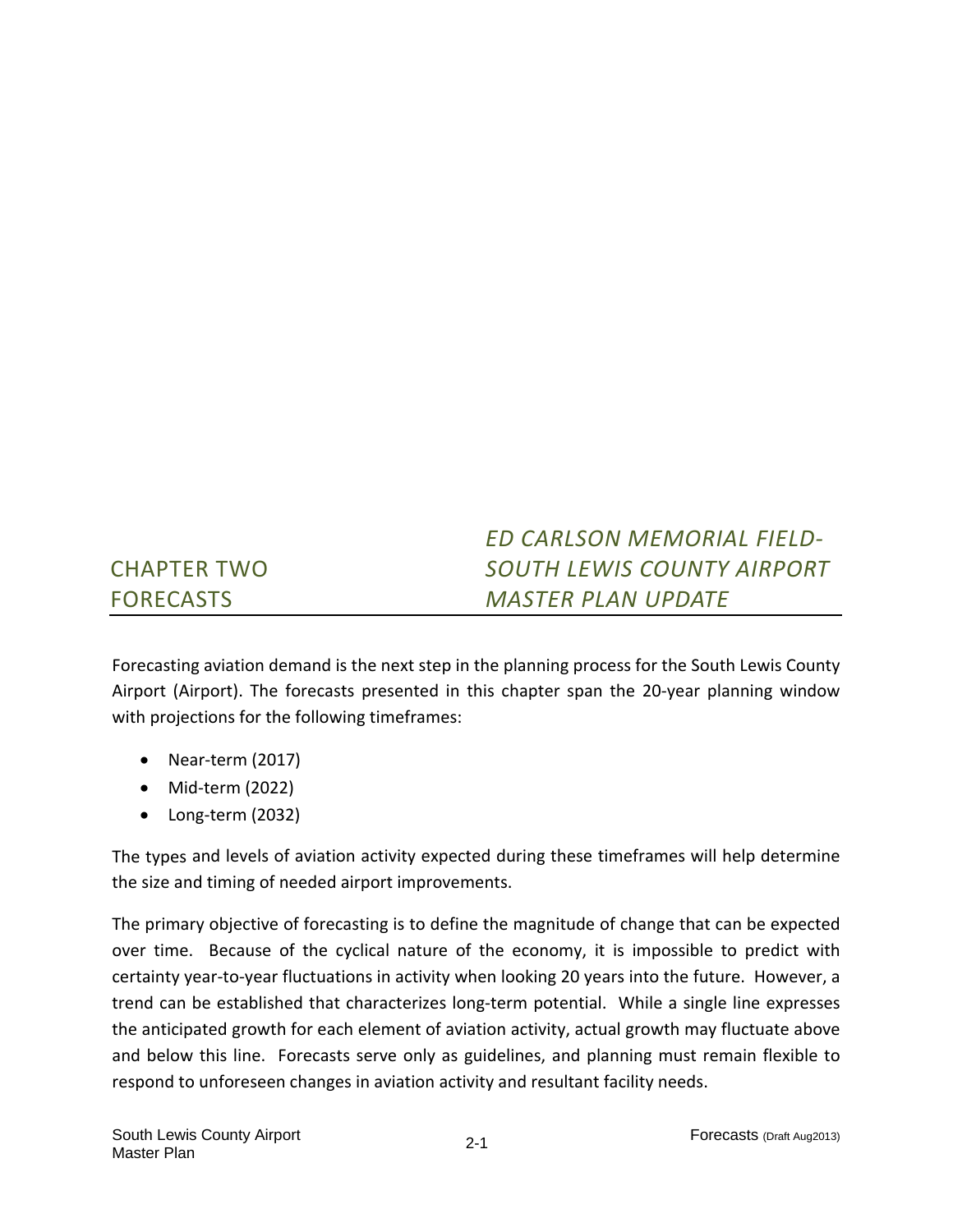# CHAPTER TWO FORECASTS

## *ED CARLSON MEMORIAL FIELD-SOUTH LEWIS COUNTY AIRPORT MASTER PLAN UPDATE*

Forecasting aviation demand is the next step in the planning process for the South Lewis County Airport (Airport). The forecasts presented in this chapter span the 20-year planning window with projections for the following timeframes:

- Near-term (2017)
- Mid-term (2022)
- Long-term (2032)

The types and levels of aviation activity expected during these timeframes will help determine the size and timing of needed airport improvements.

The primary objective of forecasting is to define the magnitude of change that can be expected over time. Because of the cyclical nature of the economy, it is impossible to predict with certainty year-to-year fluctuations in activity when looking 20 years into the future. However, a trend can be established that characterizes long-term potential. While a single line expresses the anticipated growth for each element of aviation activity, actual growth may fluctuate above and below this line. Forecasts serve only as guidelines, and planning must remain flexible to respond to unforeseen changes in aviation activity and resultant facility needs.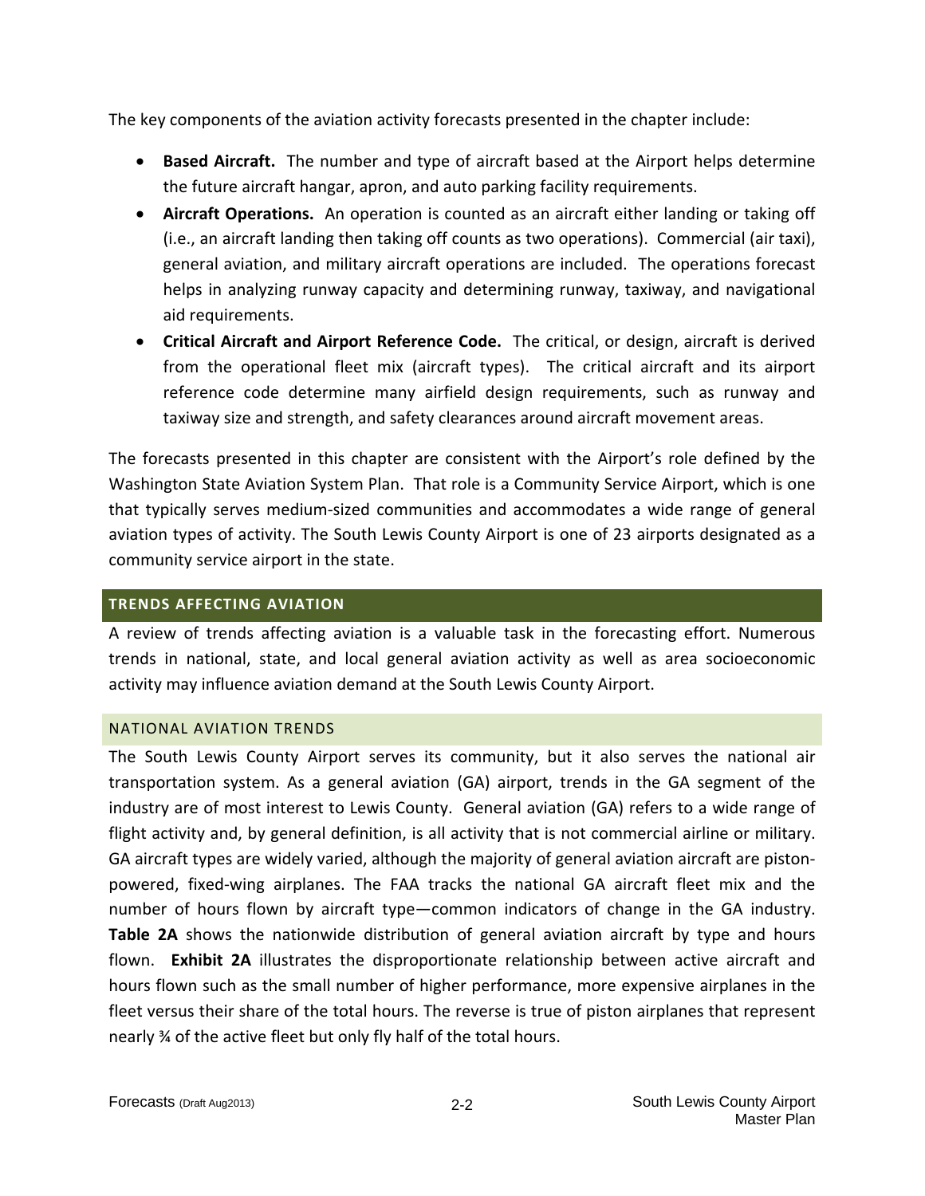The key components of the aviation activity forecasts presented in the chapter include:

- **Based Aircraft.** The number and type of aircraft based at the Airport helps determine the future aircraft hangar, apron, and auto parking facility requirements.
- **Aircraft Operations.** An operation is counted as an aircraft either landing or taking off (i.e., an aircraft landing then taking off counts as two operations). Commercial (air taxi), general aviation, and military aircraft operations are included. The operations forecast helps in analyzing runway capacity and determining runway, taxiway, and navigational aid requirements.
- **Critical Aircraft and Airport Reference Code.** The critical, or design, aircraft is derived from the operational fleet mix (aircraft types). The critical aircraft and its airport reference code determine many airfield design requirements, such as runway and taxiway size and strength, and safety clearances around aircraft movement areas.

The forecasts presented in this chapter are consistent with the Airport's role defined by the Washington State Aviation System Plan. That role is a Community Service Airport, which is one that typically serves medium-sized communities and accommodates a wide range of general aviation types of activity. The South Lewis County Airport is one of 23 airports designated as a community service airport in the state.

## TRENDS AFFECTING AVIATION

A review of trends affecting aviation is a valuable task in the forecasting effort. Numerous trends in national, state, and local general aviation activity as well as area socioeconomic activity may influence aviation demand at the South Lewis County Airport.

### NATIONAL AVIATION TRENDS

The South Lewis County Airport serves its community, but it also serves the national air transportation system. As a general aviation (GA) airport, trends in the GA segment of the industry are of most interest to Lewis County. General aviation (GA) refers to a wide range of flight activity and, by general definition, is all activity that is not commercial airline or military. GA aircraft types are widely varied, although the majority of general aviation aircraft are piston-powered, fixed-wing airplanes. The FAA tracks the national GA aircraft fleet mix and the number of hours flown by aircraft type—common indicators of change in the GA industry. **Table 2A** shows the nationwide distribution of general aviation aircraft by type and hours flown. **Exhibit 2A** illustrates the disproportionate relationship between active aircraft and hours flown such as the small number of higher performance, more expensive airplanes in the fleet versus their share of the total hours. The reverse is true of piston airplanes that represent nearly ¾ of the active fleet but only fly half of the total hours.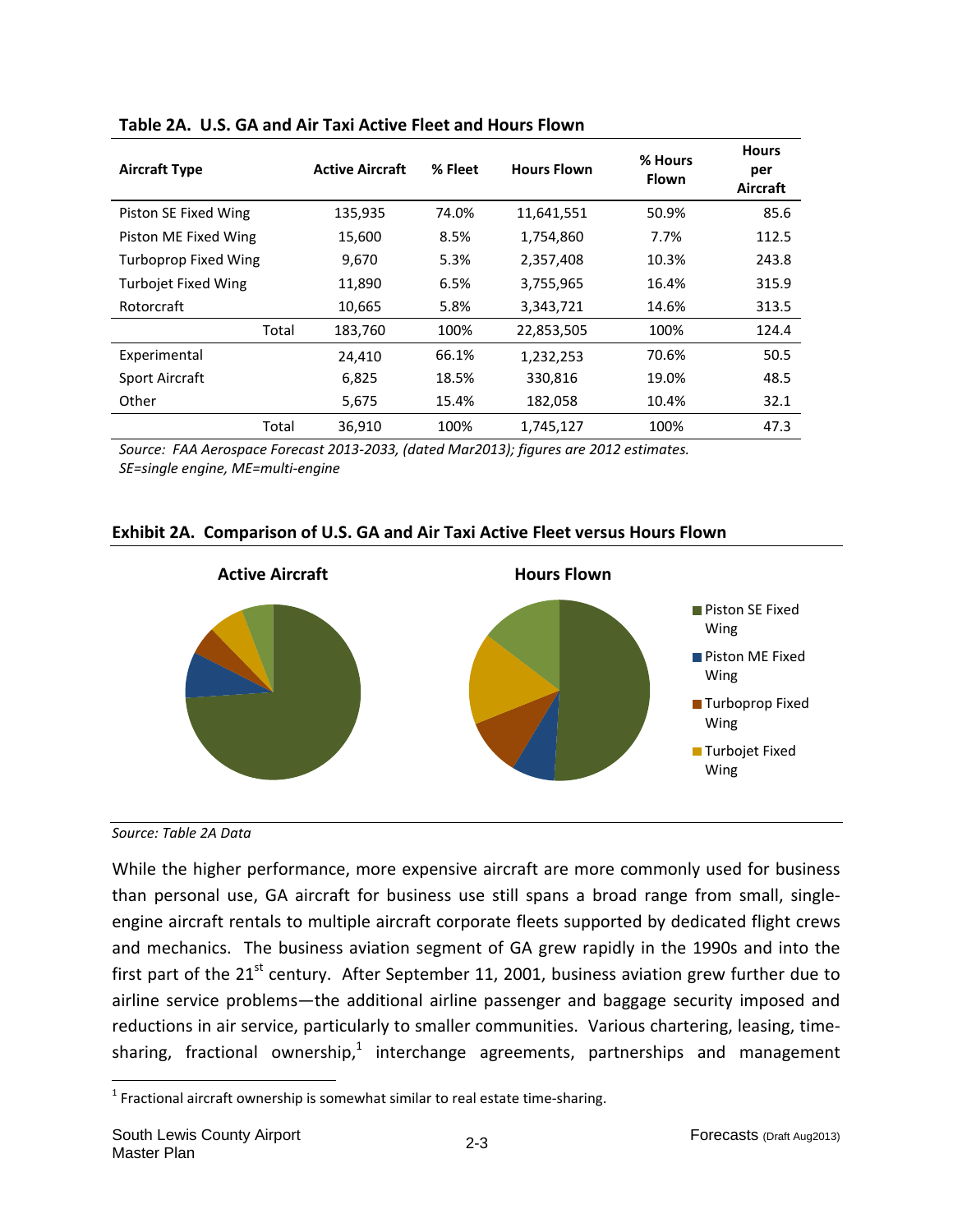**Table 2A. U.S. GA and Air Taxi Active Fleet and Hours Flown**

| Aircraft Type | Active Aircraft | % Fleet | Hours Flown | % Hours Flown | Hours per Aircraft |
|---|---|---|---|---|---|
| Piston SE Fixed Wing | 135,935 | 74.0% | 11,641,551 | 50.9% | 85.6 |
| Piston ME Fixed Wing | 15,600 | 8.5% | 1,754,860 | 7.7% | 112.5 |
| Turboprop Fixed Wing | 9,670 | 5.3% | 2,357,408 | 10.3% | 243.8 |
| Turbojet Fixed Wing | 11,890 | 6.5% | 3,755,965 | 16.4% | 315.9 |
| Rotorcraft | 10,665 | 5.8% | 3,343,721 | 14.6% | 313.5 |
| Total | 183,760 | 100% | 22,853,505 | 100% | 124.4 |
| Experimental | 24,410 | 66.1% | 1,232,253 | 70.6% | 50.5 |
| Sport Aircraft | 6,825 | 18.5% | 330,816 | 19.0% | 48.5 |
| Other | 5,675 | 15.4% | 182,058 | 10.4% | 32.1 |
| Total | 36,910 | 100% | 1,745,127 | 100% | 47.3 |

*Source: FAA Aerospace Forecast 2013-2033, (dated Mar2013); figures are 2012 estimates.*
*SE=single engine, ME=multi-engine*

**Exhibit 2A. Comparison of U.S. GA and Air Taxi Active Fleet versus Hours Flown**

*Source: Table 2A Data*

While the higher performance, more expensive aircraft are more commonly used for business than personal use, GA aircraft for business use still spans a broad range from small, single-engine aircraft rentals to multiple aircraft corporate fleets supported by dedicated flight crews and mechanics. The business aviation segment of GA grew rapidly in the 1990s and into the first part of the 21st century. After September 11, 2001, business aviation grew further due to airline service problems—the additional airline passenger and baggage security imposed and reductions in air service, particularly to smaller communities. Various chartering, leasing, time-sharing, fractional ownership,[1] interchange agreements, partnerships and management

[1] Fractional aircraft ownership is somewhat similar to real estate time-sharing.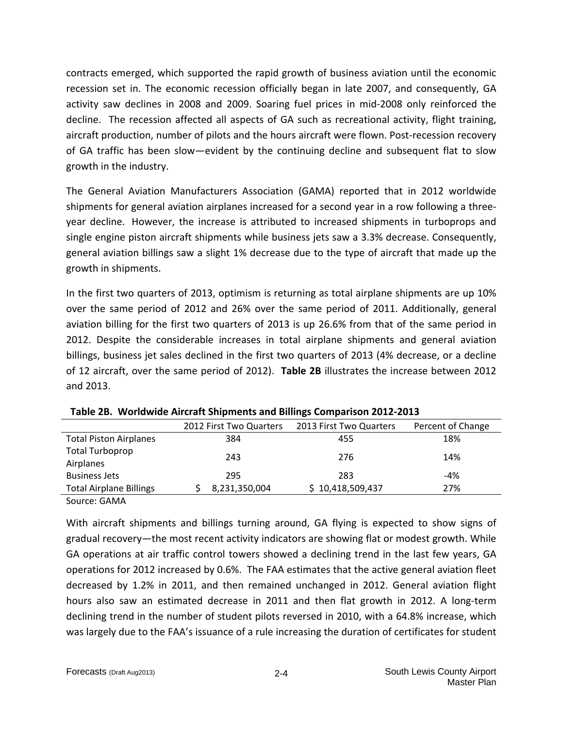contracts emerged, which supported the rapid growth of business aviation until the economic recession set in. The economic recession officially began in late 2007, and consequently, GA activity saw declines in 2008 and 2009. Soaring fuel prices in mid-2008 only reinforced the decline. The recession affected all aspects of GA such as recreational activity, flight training, aircraft production, number of pilots and the hours aircraft were flown. Post-recession recovery of GA traffic has been slow—evident by the continuing decline and subsequent flat to slow growth in the industry.

The General Aviation Manufacturers Association (GAMA) reported that in 2012 worldwide shipments for general aviation airplanes increased for a second year in a row following a three-year decline. However, the increase is attributed to increased shipments in turboprops and single engine piston aircraft shipments while business jets saw a 3.3% decrease. Consequently, general aviation billings saw a slight 1% decrease due to the type of aircraft that made up the growth in shipments.

In the first two quarters of 2013, optimism is returning as total airplane shipments are up 10% over the same period of 2012 and 26% over the same period of 2011. Additionally, general aviation billing for the first two quarters of 2013 is up 26.6% from that of the same period in 2012. Despite the considerable increases in total airplane shipments and general aviation billings, business jet sales declined in the first two quarters of 2013 (4% decrease, or a decline of 12 aircraft, over the same period of 2012). **Table 2B** illustrates the increase between 2012 and 2013.

**Table 2B. Worldwide Aircraft Shipments and Billings Comparison 2012-2013**

| | 2012 First Two Quarters | 2013 First Two Quarters | Percent of Change |
|---|---|---|---|
| Total Piston Airplanes | 384 | 455 | 18% |
| Total Turboprop Airplanes | 243 | 276 | 14% |
| Business Jets | 295 | 283 | -4% |
| Total Airplane Billings | $ 8,231,350,004 | $ 10,418,509,437 | 27% |

Source: GAMA

With aircraft shipments and billings turning around, GA flying is expected to show signs of gradual recovery—the most recent activity indicators are showing flat or modest growth. While GA operations at air traffic control towers showed a declining trend in the last few years, GA operations for 2012 increased by 0.6%. The FAA estimates that the active general aviation fleet decreased by 1.2% in 2011, and then remained unchanged in 2012. General aviation flight hours also saw an estimated decrease in 2011 and then flat growth in 2012. A long-term declining trend in the number of student pilots reversed in 2010, with a 64.8% increase, which was largely due to the FAA's issuance of a rule increasing the duration of certificates for student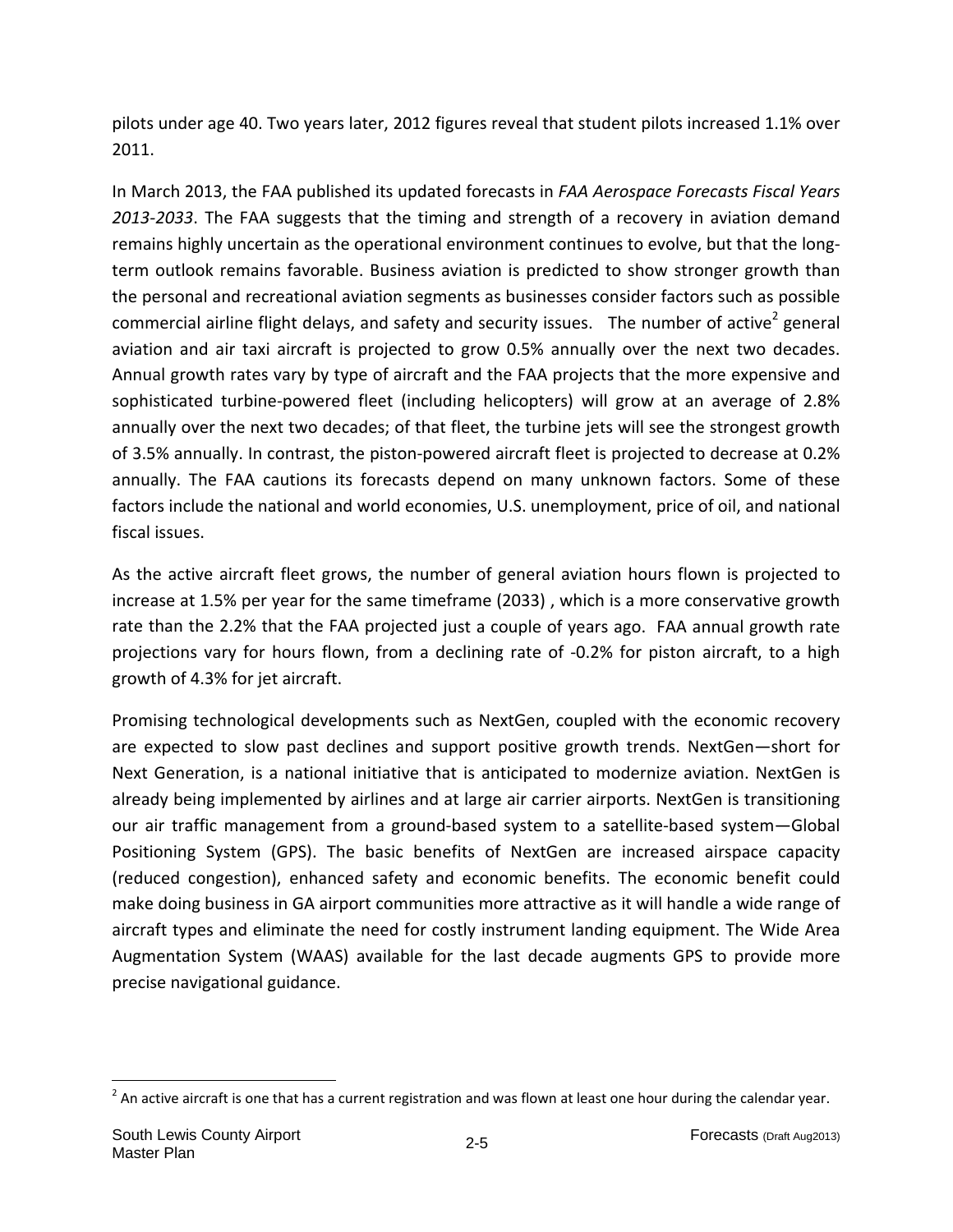pilots under age 40. Two years later, 2012 figures reveal that student pilots increased 1.1% over 2011.

In March 2013, the FAA published its updated forecasts in *FAA Aerospace Forecasts Fiscal Years 2013-2033*. The FAA suggests that the timing and strength of a recovery in aviation demand remains highly uncertain as the operational environment continues to evolve, but that the long-term outlook remains favorable. Business aviation is predicted to show stronger growth than the personal and recreational aviation segments as businesses consider factors such as possible commercial airline flight delays, and safety and security issues. The number of active[2] general aviation and air taxi aircraft is projected to grow 0.5% annually over the next two decades. Annual growth rates vary by type of aircraft and the FAA projects that the more expensive and sophisticated turbine-powered fleet (including helicopters) will grow at an average of 2.8% annually over the next two decades; of that fleet, the turbine jets will see the strongest growth of 3.5% annually. In contrast, the piston-powered aircraft fleet is projected to decrease at 0.2% annually. The FAA cautions its forecasts depend on many unknown factors. Some of these factors include the national and world economies, U.S. unemployment, price of oil, and national fiscal issues.

As the active aircraft fleet grows, the number of general aviation hours flown is projected to increase at 1.5% per year for the same timeframe (2033) , which is a more conservative growth rate than the 2.2% that the FAA projected just a couple of years ago. FAA annual growth rate projections vary for hours flown, from a declining rate of -0.2% for piston aircraft, to a high growth of 4.3% for jet aircraft.

Promising technological developments such as NextGen, coupled with the economic recovery are expected to slow past declines and support positive growth trends. NextGen—short for Next Generation, is a national initiative that is anticipated to modernize aviation. NextGen is already being implemented by airlines and at large air carrier airports. NextGen is transitioning our air traffic management from a ground-based system to a satellite-based system—Global Positioning System (GPS). The basic benefits of NextGen are increased airspace capacity (reduced congestion), enhanced safety and economic benefits. The economic benefit could make doing business in GA airport communities more attractive as it will handle a wide range of aircraft types and eliminate the need for costly instrument landing equipment. The Wide Area Augmentation System (WAAS) available for the last decade augments GPS to provide more precise navigational guidance.

[2] An active aircraft is one that has a current registration and was flown at least one hour during the calendar year.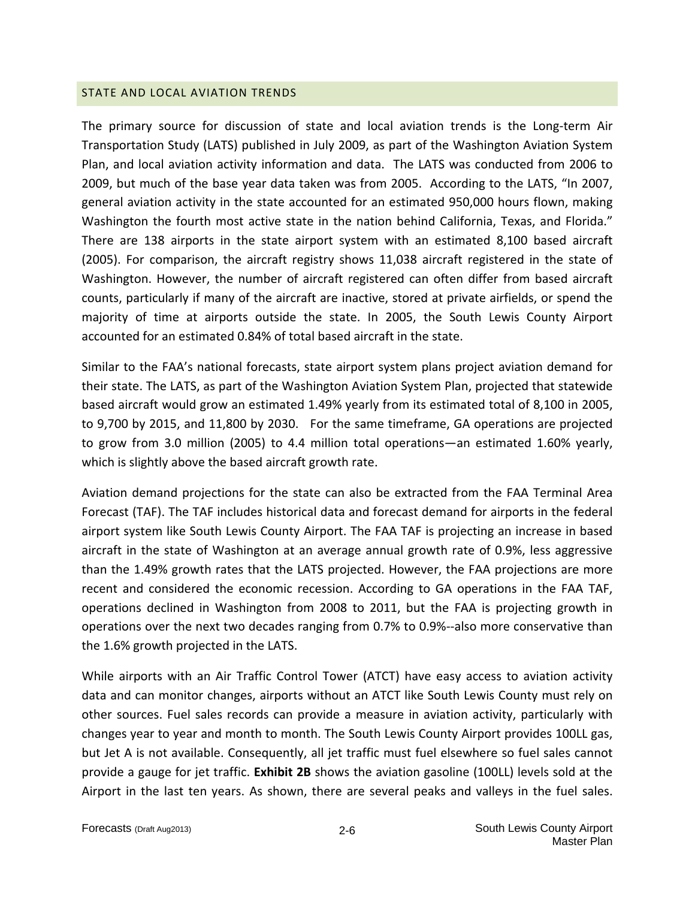## STATE AND LOCAL AVIATION TRENDS

The primary source for discussion of state and local aviation trends is the Long-term Air Transportation Study (LATS) published in July 2009, as part of the Washington Aviation System Plan, and local aviation activity information and data. The LATS was conducted from 2006 to 2009, but much of the base year data taken was from 2005. According to the LATS, "In 2007, general aviation activity in the state accounted for an estimated 950,000 hours flown, making Washington the fourth most active state in the nation behind California, Texas, and Florida." There are 138 airports in the state airport system with an estimated 8,100 based aircraft (2005). For comparison, the aircraft registry shows 11,038 aircraft registered in the state of Washington. However, the number of aircraft registered can often differ from based aircraft counts, particularly if many of the aircraft are inactive, stored at private airfields, or spend the majority of time at airports outside the state. In 2005, the South Lewis County Airport accounted for an estimated 0.84% of total based aircraft in the state.

Similar to the FAA's national forecasts, state airport system plans project aviation demand for their state. The LATS, as part of the Washington Aviation System Plan, projected that statewide based aircraft would grow an estimated 1.49% yearly from its estimated total of 8,100 in 2005, to 9,700 by 2015, and 11,800 by 2030. For the same timeframe, GA operations are projected to grow from 3.0 million (2005) to 4.4 million total operations—an estimated 1.60% yearly, which is slightly above the based aircraft growth rate.

Aviation demand projections for the state can also be extracted from the FAA Terminal Area Forecast (TAF). The TAF includes historical data and forecast demand for airports in the federal airport system like South Lewis County Airport. The FAA TAF is projecting an increase in based aircraft in the state of Washington at an average annual growth rate of 0.9%, less aggressive than the 1.49% growth rates that the LATS projected. However, the FAA projections are more recent and considered the economic recession. According to GA operations in the FAA TAF, operations declined in Washington from 2008 to 2011, but the FAA is projecting growth in operations over the next two decades ranging from 0.7% to 0.9%--also more conservative than the 1.6% growth projected in the LATS.

While airports with an Air Traffic Control Tower (ATCT) have easy access to aviation activity data and can monitor changes, airports without an ATCT like South Lewis County must rely on other sources. Fuel sales records can provide a measure in aviation activity, particularly with changes year to year and month to month. The South Lewis County Airport provides 100LL gas, but Jet A is not available. Consequently, all jet traffic must fuel elsewhere so fuel sales cannot provide a gauge for jet traffic. **Exhibit 2B** shows the aviation gasoline (100LL) levels sold at the Airport in the last ten years. As shown, there are several peaks and valleys in the fuel sales.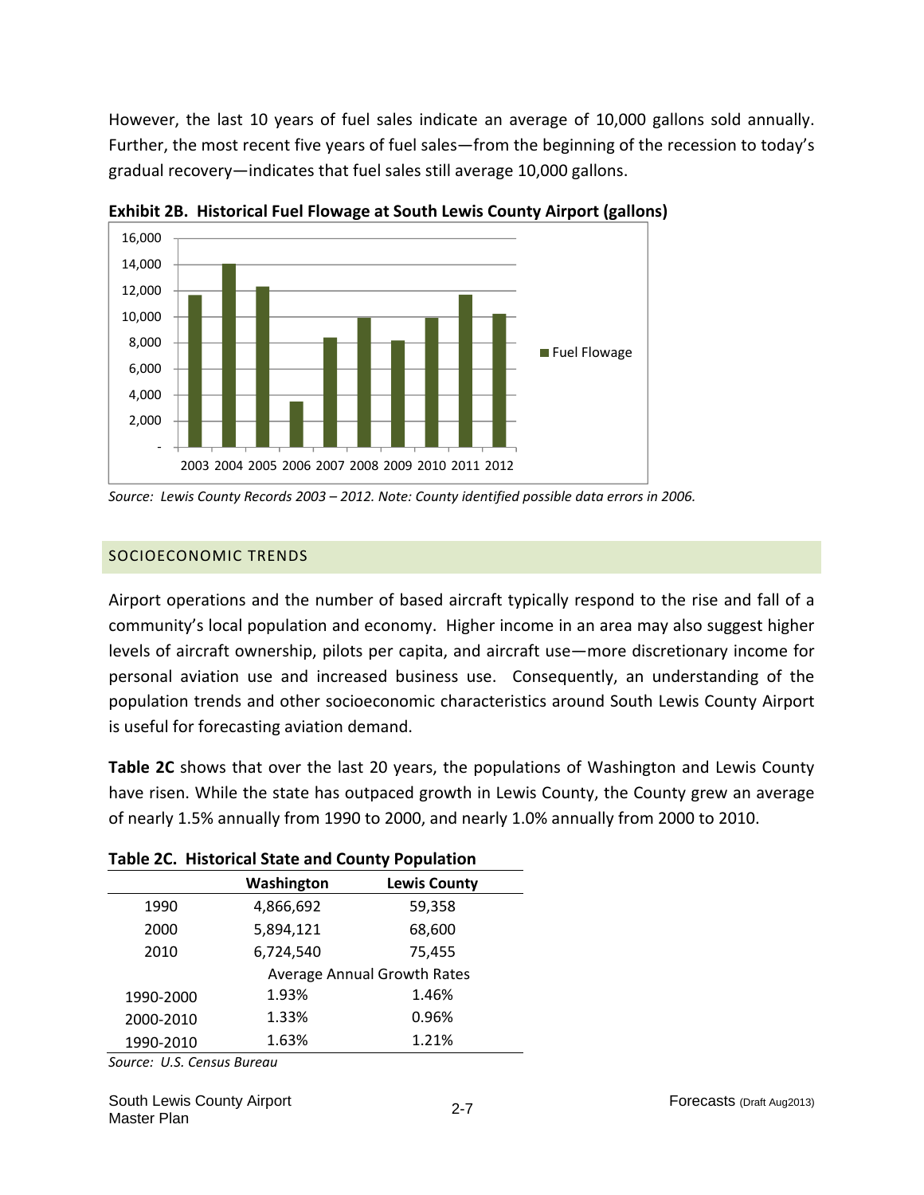However, the last 10 years of fuel sales indicate an average of 10,000 gallons sold annually. Further, the most recent five years of fuel sales—from the beginning of the recession to today's gradual recovery—indicates that fuel sales still average 10,000 gallons.

**Exhibit 2B. Historical Fuel Flowage at South Lewis County Airport (gallons)**

*Source: Lewis County Records 2003 – 2012. Note: County identified possible data errors in 2006.*

## SOCIOECONOMIC TRENDS

Airport operations and the number of based aircraft typically respond to the rise and fall of a community's local population and economy. Higher income in an area may also suggest higher levels of aircraft ownership, pilots per capita, and aircraft use—more discretionary income for personal aviation use and increased business use. Consequently, an understanding of the population trends and other socioeconomic characteristics around South Lewis County Airport is useful for forecasting aviation demand.

**Table 2C** shows that over the last 20 years, the populations of Washington and Lewis County have risen. While the state has outpaced growth in Lewis County, the County grew an average of nearly 1.5% annually from 1990 to 2000, and nearly 1.0% annually from 2000 to 2010.

**Table 2C. Historical State and County Population**

| | Washington | Lewis County |
|---|---|---|
| 1990 | 4,866,692 | 59,358 |
| 2000 | 5,894,121 | 68,600 |
| 2010 | 6,724,540 | 75,455 |
| | Average Annual Growth Rates | |
| 1990-2000 | 1.93% | 1.46% |
| 2000-2010 | 1.33% | 0.96% |
| 1990-2010 | 1.63% | 1.21% |

*Source: U.S. Census Bureau*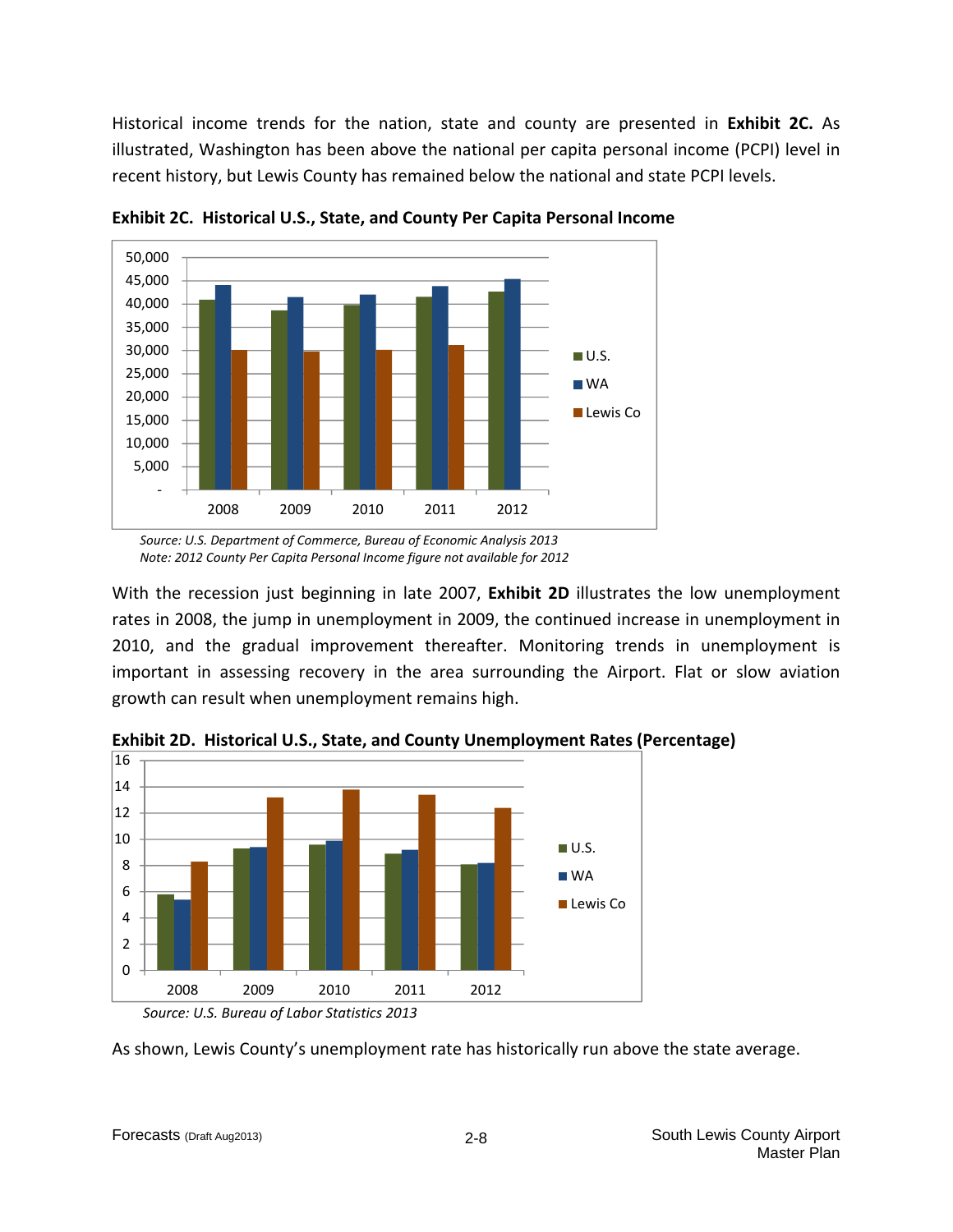Historical income trends for the nation, state and county are presented in **Exhibit 2C.** As illustrated, Washington has been above the national per capita personal income (PCPI) level in recent history, but Lewis County has remained below the national and state PCPI levels.

**Exhibit 2C. Historical U.S., State, and County Per Capita Personal Income**

*Source: U.S. Department of Commerce, Bureau of Economic Analysis 2013*
*Note: 2012 County Per Capita Personal Income figure not available for 2012*

With the recession just beginning in late 2007, **Exhibit 2D** illustrates the low unemployment rates in 2008, the jump in unemployment in 2009, the continued increase in unemployment in 2010, and the gradual improvement thereafter. Monitoring trends in unemployment is important in assessing recovery in the area surrounding the Airport. Flat or slow aviation growth can result when unemployment remains high.

**Exhibit 2D. Historical U.S., State, and County Unemployment Rates (Percentage)**

*Source: U.S. Bureau of Labor Statistics 2013*

As shown, Lewis County's unemployment rate has historically run above the state average.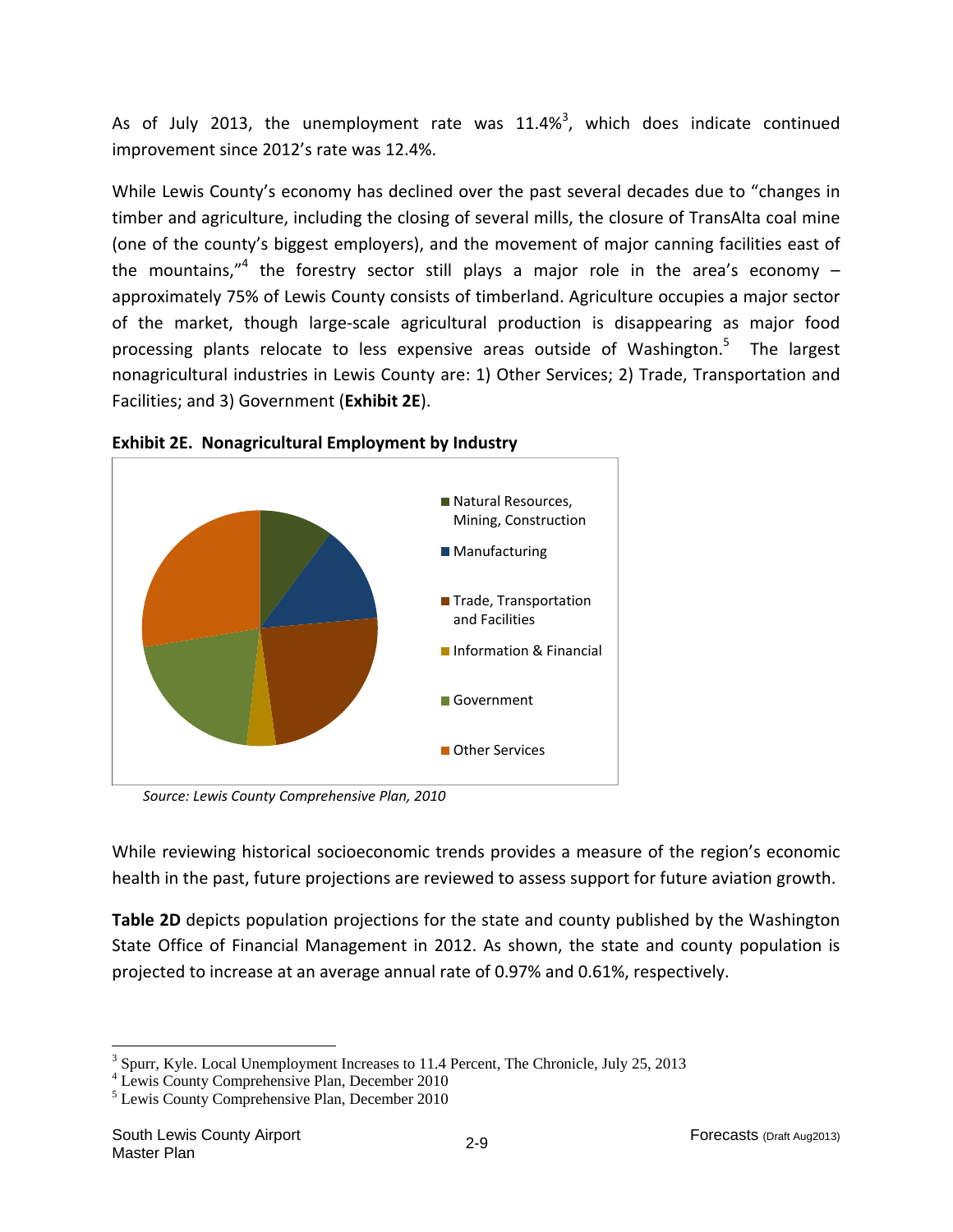As of July 2013, the unemployment rate was 11.4%[3], which does indicate continued improvement since 2012's rate was 12.4%.

While Lewis County's economy has declined over the past several decades due to "changes in timber and agriculture, including the closing of several mills, the closure of TransAlta coal mine (one of the county's biggest employers), and the movement of major canning facilities east of the mountains,"[4] the forestry sector still plays a major role in the area's economy – approximately 75% of Lewis County consists of timberland. Agriculture occupies a major sector of the market, though large-scale agricultural production is disappearing as major food processing plants relocate to less expensive areas outside of Washington.[5] The largest nonagricultural industries in Lewis County are: 1) Other Services; 2) Trade, Transportation and Facilities; and 3) Government (**Exhibit 2E**).

**Exhibit 2E. Nonagricultural Employment by Industry**

Natural Resources, Mining, Construction
Manufacturing
Trade, Transportation and Facilities
Information & Financial
Government
Other Services

*Source: Lewis County Comprehensive Plan, 2010*

While reviewing historical socioeconomic trends provides a measure of the region's economic health in the past, future projections are reviewed to assess support for future aviation growth.

**Table 2D** depicts population projections for the state and county published by the Washington State Office of Financial Management in 2012. As shown, the state and county population is projected to increase at an average annual rate of 0.97% and 0.61%, respectively.

[3] Spurr, Kyle. Local Unemployment Increases to 11.4 Percent, The Chronicle, July 25, 2013
[4] Lewis County Comprehensive Plan, December 2010
[5] Lewis County Comprehensive Plan, December 2010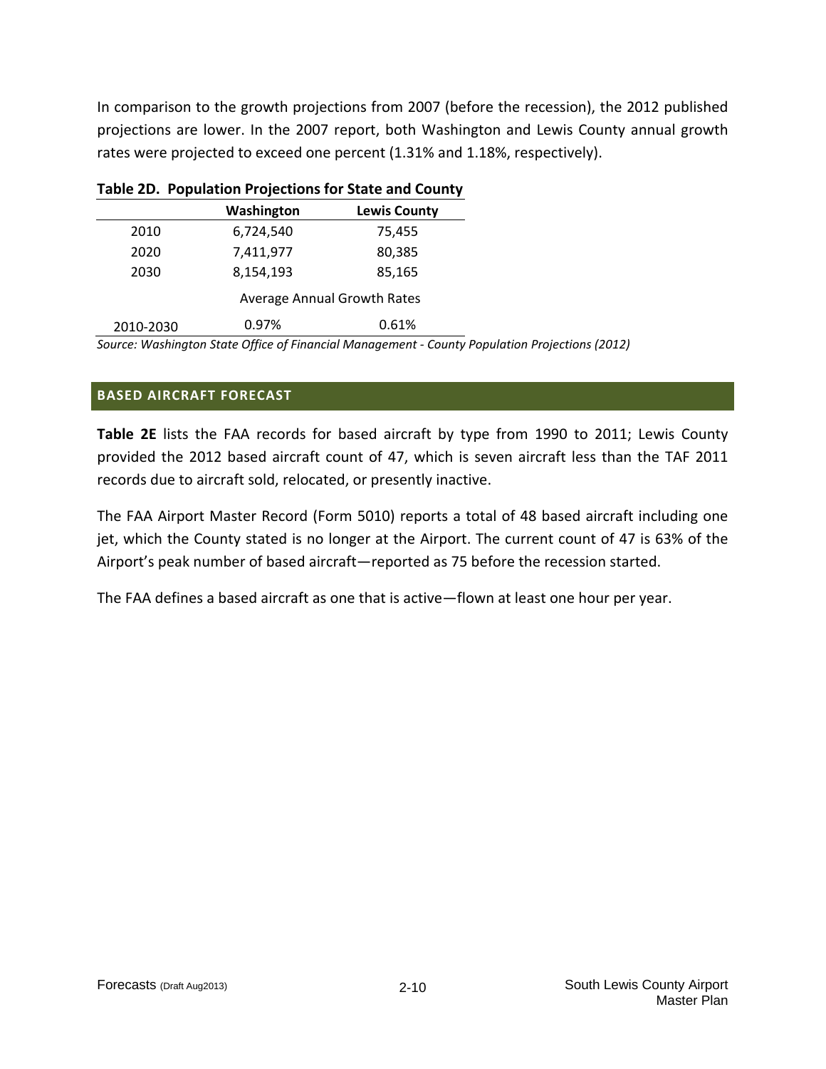In comparison to the growth projections from 2007 (before the recession), the 2012 published projections are lower. In the 2007 report, both Washington and Lewis County annual growth rates were projected to exceed one percent (1.31% and 1.18%, respectively).

**Table 2D. Population Projections for State and County**

| | Washington | Lewis County |
|---|---|---|
| 2010 | 6,724,540 | 75,455 |
| 2020 | 7,411,977 | 80,385 |
| 2030 | 8,154,193 | 85,165 |
| | Average Annual Growth Rates | |
| 2010-2030 | 0.97% | 0.61% |

*Source: Washington State Office of Financial Management - County Population Projections (2012)*

## BASED AIRCRAFT FORECAST

**Table 2E** lists the FAA records for based aircraft by type from 1990 to 2011; Lewis County provided the 2012 based aircraft count of 47, which is seven aircraft less than the TAF 2011 records due to aircraft sold, relocated, or presently inactive.

The FAA Airport Master Record (Form 5010) reports a total of 48 based aircraft including one jet, which the County stated is no longer at the Airport. The current count of 47 is 63% of the Airport's peak number of based aircraft—reported as 75 before the recession started.

The FAA defines a based aircraft as one that is active—flown at least one hour per year.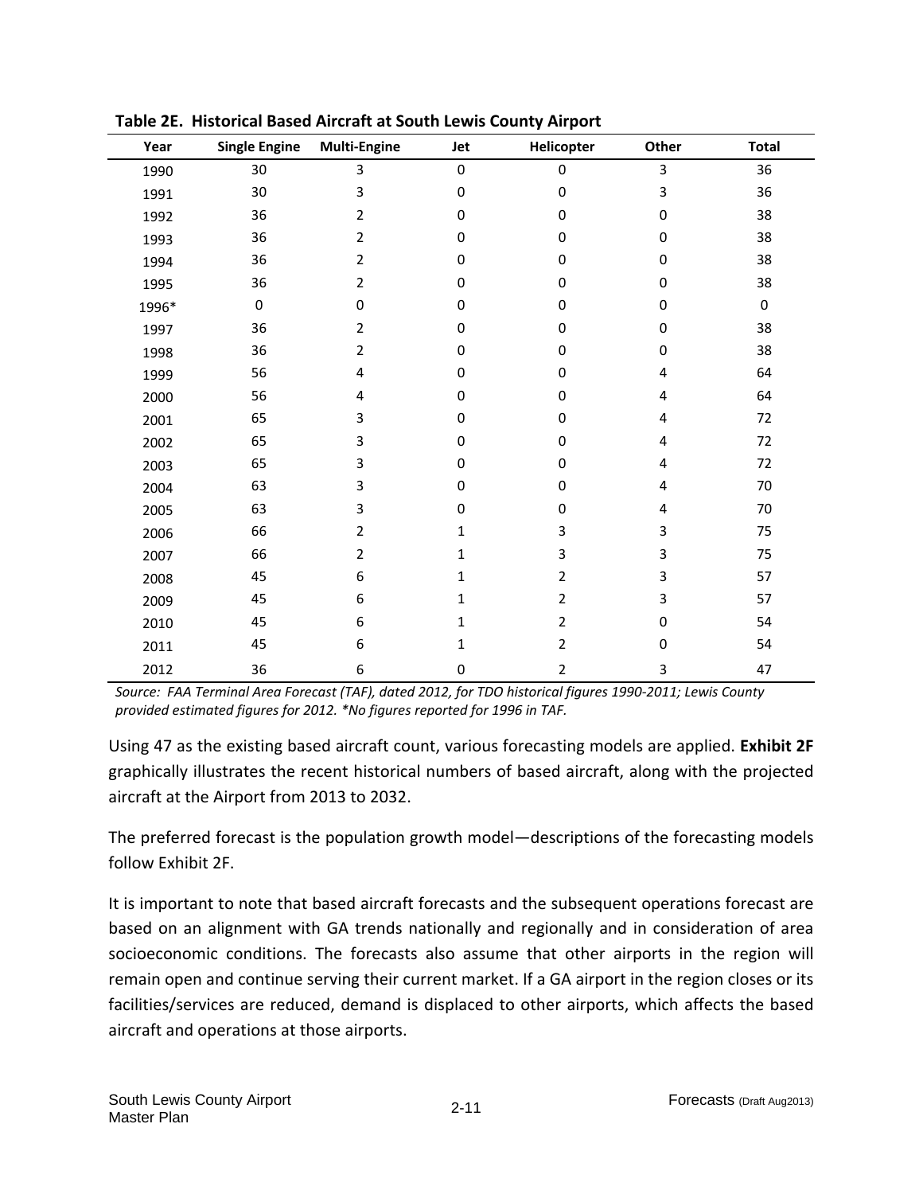**Table 2E. Historical Based Aircraft at South Lewis County Airport**

| Year | Single Engine | Multi-Engine | Jet | Helicopter | Other | Total |
|---|---|---|---|---|---|---|
| 1990 | 30 | 3 | 0 | 0 | 3 | 36 |
| 1991 | 30 | 3 | 0 | 0 | 3 | 36 |
| 1992 | 36 | 2 | 0 | 0 | 0 | 38 |
| 1993 | 36 | 2 | 0 | 0 | 0 | 38 |
| 1994 | 36 | 2 | 0 | 0 | 0 | 38 |
| 1995 | 36 | 2 | 0 | 0 | 0 | 38 |
| 1996* | 0 | 0 | 0 | 0 | 0 | 0 |
| 1997 | 36 | 2 | 0 | 0 | 0 | 38 |
| 1998 | 36 | 2 | 0 | 0 | 0 | 38 |
| 1999 | 56 | 4 | 0 | 0 | 4 | 64 |
| 2000 | 56 | 4 | 0 | 0 | 4 | 64 |
| 2001 | 65 | 3 | 0 | 0 | 4 | 72 |
| 2002 | 65 | 3 | 0 | 0 | 4 | 72 |
| 2003 | 65 | 3 | 0 | 0 | 4 | 72 |
| 2004 | 63 | 3 | 0 | 0 | 4 | 70 |
| 2005 | 63 | 3 | 0 | 0 | 4 | 70 |
| 2006 | 66 | 2 | 1 | 3 | 3 | 75 |
| 2007 | 66 | 2 | 1 | 3 | 3 | 75 |
| 2008 | 45 | 6 | 1 | 2 | 3 | 57 |
| 2009 | 45 | 6 | 1 | 2 | 3 | 57 |
| 2010 | 45 | 6 | 1 | 2 | 0 | 54 |
| 2011 | 45 | 6 | 1 | 2 | 0 | 54 |
| 2012 | 36 | 6 | 0 | 2 | 3 | 47 |

*Source: FAA Terminal Area Forecast (TAF), dated 2012, for TDO historical figures 1990-2011; Lewis County provided estimated figures for 2012. *No figures reported for 1996 in TAF.*

Using 47 as the existing based aircraft count, various forecasting models are applied. **Exhibit 2F** graphically illustrates the recent historical numbers of based aircraft, along with the projected aircraft at the Airport from 2013 to 2032.

The preferred forecast is the population growth model—descriptions of the forecasting models follow Exhibit 2F.

It is important to note that based aircraft forecasts and the subsequent operations forecast are based on an alignment with GA trends nationally and regionally and in consideration of area socioeconomic conditions. The forecasts also assume that other airports in the region will remain open and continue serving their current market. If a GA airport in the region closes or its facilities/services are reduced, demand is displaced to other airports, which affects the based aircraft and operations at those airports.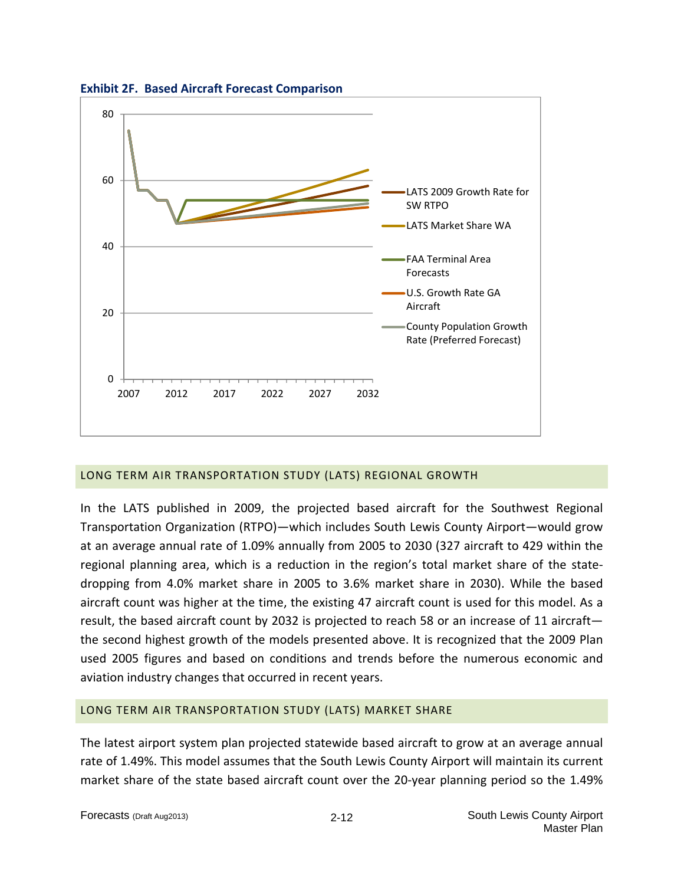**Exhibit 2F. Based Aircraft Forecast Comparison**

## LONG TERM AIR TRANSPORTATION STUDY (LATS) REGIONAL GROWTH

In the LATS published in 2009, the projected based aircraft for the Southwest Regional Transportation Organization (RTPO)—which includes South Lewis County Airport—would grow at an average annual rate of 1.09% annually from 2005 to 2030 (327 aircraft to 429 within the regional planning area, which is a reduction in the region's total market share of the state-dropping from 4.0% market share in 2005 to 3.6% market share in 2030). While the based aircraft count was higher at the time, the existing 47 aircraft count is used for this model. As a result, the based aircraft count by 2032 is projected to reach 58 or an increase of 11 aircraft—the second highest growth of the models presented above. It is recognized that the 2009 Plan used 2005 figures and based on conditions and trends before the numerous economic and aviation industry changes that occurred in recent years.

## LONG TERM AIR TRANSPORTATION STUDY (LATS) MARKET SHARE

The latest airport system plan projected statewide based aircraft to grow at an average annual rate of 1.49%. This model assumes that the South Lewis County Airport will maintain its current market share of the state based aircraft count over the 20-year planning period so the 1.49%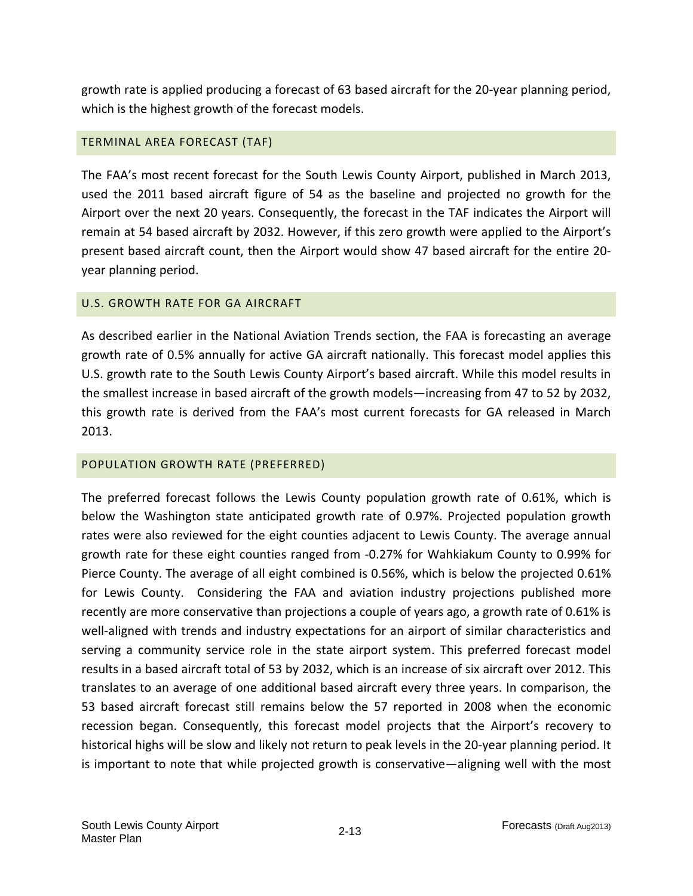growth rate is applied producing a forecast of 63 based aircraft for the 20-year planning period, which is the highest growth of the forecast models.

### TERMINAL AREA FORECAST (TAF)

The FAA's most recent forecast for the South Lewis County Airport, published in March 2013, used the 2011 based aircraft figure of 54 as the baseline and projected no growth for the Airport over the next 20 years. Consequently, the forecast in the TAF indicates the Airport will remain at 54 based aircraft by 2032. However, if this zero growth were applied to the Airport's present based aircraft count, then the Airport would show 47 based aircraft for the entire 20-year planning period.

### U.S. GROWTH RATE FOR GA AIRCRAFT

As described earlier in the National Aviation Trends section, the FAA is forecasting an average growth rate of 0.5% annually for active GA aircraft nationally. This forecast model applies this U.S. growth rate to the South Lewis County Airport's based aircraft. While this model results in the smallest increase in based aircraft of the growth models—increasing from 47 to 52 by 2032, this growth rate is derived from the FAA's most current forecasts for GA released in March 2013.

### POPULATION GROWTH RATE (PREFERRED)

The preferred forecast follows the Lewis County population growth rate of 0.61%, which is below the Washington state anticipated growth rate of 0.97%. Projected population growth rates were also reviewed for the eight counties adjacent to Lewis County. The average annual growth rate for these eight counties ranged from -0.27% for Wahkiakum County to 0.99% for Pierce County. The average of all eight combined is 0.56%, which is below the projected 0.61% for Lewis County. Considering the FAA and aviation industry projections published more recently are more conservative than projections a couple of years ago, a growth rate of 0.61% is well-aligned with trends and industry expectations for an airport of similar characteristics and serving a community service role in the state airport system. This preferred forecast model results in a based aircraft total of 53 by 2032, which is an increase of six aircraft over 2012. This translates to an average of one additional based aircraft every three years. In comparison, the 53 based aircraft forecast still remains below the 57 reported in 2008 when the economic recession began. Consequently, this forecast model projects that the Airport's recovery to historical highs will be slow and likely not return to peak levels in the 20-year planning period. It is important to note that while projected growth is conservative—aligning well with the most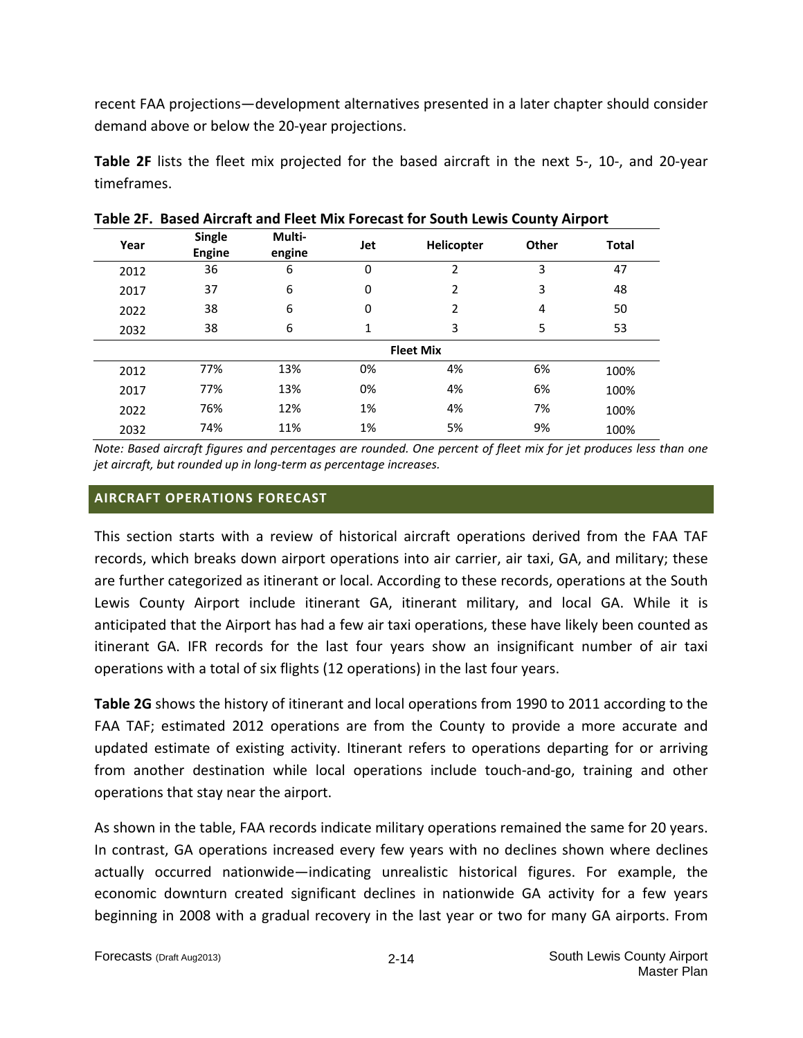recent FAA projections—development alternatives presented in a later chapter should consider demand above or below the 20-year projections.

**Table 2F** lists the fleet mix projected for the based aircraft in the next 5-, 10-, and 20-year timeframes.

**Table 2F. Based Aircraft and Fleet Mix Forecast for South Lewis County Airport**

| Year | Single Engine | Multi-engine | Jet | Helicopter | Other | Total |
|---|---|---|---|---|---|---|
| 2012 | 36 | 6 | 0 | 2 | 3 | 47 |
| 2017 | 37 | 6 | 0 | 2 | 3 | 48 |
| 2022 | 38 | 6 | 0 | 2 | 4 | 50 |
| 2032 | 38 | 6 | 1 | 3 | 5 | 53 |
| | | | | **Fleet Mix** | | |
| 2012 | 77% | 13% | 0% | 4% | 6% | 100% |
| 2017 | 77% | 13% | 0% | 4% | 6% | 100% |
| 2022 | 76% | 12% | 1% | 4% | 7% | 100% |
| 2032 | 74% | 11% | 1% | 5% | 9% | 100% |

*Note: Based aircraft figures and percentages are rounded. One percent of fleet mix for jet produces less than one jet aircraft, but rounded up in long-term as percentage increases.*

## AIRCRAFT OPERATIONS FORECAST

This section starts with a review of historical aircraft operations derived from the FAA TAF records, which breaks down airport operations into air carrier, air taxi, GA, and military; these are further categorized as itinerant or local. According to these records, operations at the South Lewis County Airport include itinerant GA, itinerant military, and local GA. While it is anticipated that the Airport has had a few air taxi operations, these have likely been counted as itinerant GA. IFR records for the last four years show an insignificant number of air taxi operations with a total of six flights (12 operations) in the last four years.

**Table 2G** shows the history of itinerant and local operations from 1990 to 2011 according to the FAA TAF; estimated 2012 operations are from the County to provide a more accurate and updated estimate of existing activity. Itinerant refers to operations departing for or arriving from another destination while local operations include touch-and-go, training and other operations that stay near the airport.

As shown in the table, FAA records indicate military operations remained the same for 20 years. In contrast, GA operations increased every few years with no declines shown where declines actually occurred nationwide—indicating unrealistic historical figures. For example, the economic downturn created significant declines in nationwide GA activity for a few years beginning in 2008 with a gradual recovery in the last year or two for many GA airports. From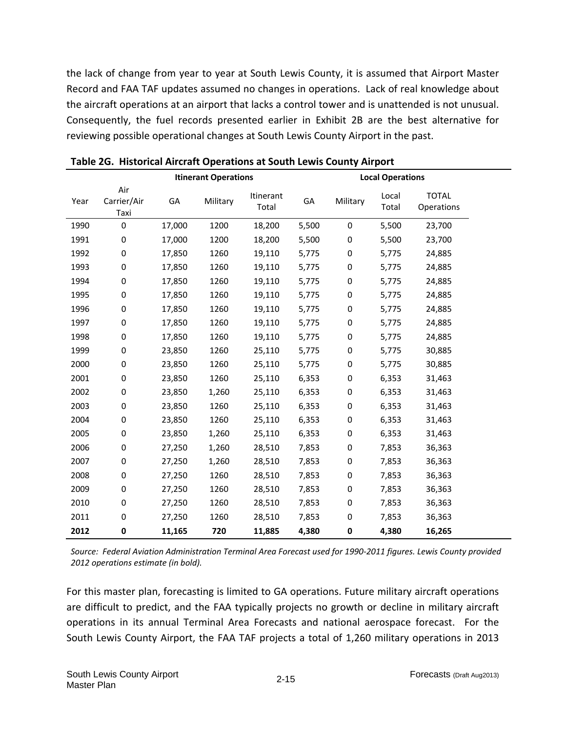the lack of change from year to year at South Lewis County, it is assumed that Airport Master Record and FAA TAF updates assumed no changes in operations. Lack of real knowledge about the aircraft operations at an airport that lacks a control tower and is unattended is not unusual. Consequently, the fuel records presented earlier in Exhibit 2B are the best alternative for reviewing possible operational changes at South Lewis County Airport in the past.

**Table 2G. Historical Aircraft Operations at South Lewis County Airport**

| | Itinerant Operations | | | | Local Operations | | | |
|---|---|---|---|---|---|---|---|---|
| Year | Air Carrier/Air Taxi | GA | Military | Itinerant Total | GA | Military | Local Total | TOTAL Operations |
| 1990 | 0 | 17,000 | 1200 | 18,200 | 5,500 | 0 | 5,500 | 23,700 |
| 1991 | 0 | 17,000 | 1200 | 18,200 | 5,500 | 0 | 5,500 | 23,700 |
| 1992 | 0 | 17,850 | 1260 | 19,110 | 5,775 | 0 | 5,775 | 24,885 |
| 1993 | 0 | 17,850 | 1260 | 19,110 | 5,775 | 0 | 5,775 | 24,885 |
| 1994 | 0 | 17,850 | 1260 | 19,110 | 5,775 | 0 | 5,775 | 24,885 |
| 1995 | 0 | 17,850 | 1260 | 19,110 | 5,775 | 0 | 5,775 | 24,885 |
| 1996 | 0 | 17,850 | 1260 | 19,110 | 5,775 | 0 | 5,775 | 24,885 |
| 1997 | 0 | 17,850 | 1260 | 19,110 | 5,775 | 0 | 5,775 | 24,885 |
| 1998 | 0 | 17,850 | 1260 | 19,110 | 5,775 | 0 | 5,775 | 24,885 |
| 1999 | 0 | 23,850 | 1260 | 25,110 | 5,775 | 0 | 5,775 | 30,885 |
| 2000 | 0 | 23,850 | 1260 | 25,110 | 5,775 | 0 | 5,775 | 30,885 |
| 2001 | 0 | 23,850 | 1260 | 25,110 | 6,353 | 0 | 6,353 | 31,463 |
| 2002 | 0 | 23,850 | 1,260 | 25,110 | 6,353 | 0 | 6,353 | 31,463 |
| 2003 | 0 | 23,850 | 1260 | 25,110 | 6,353 | 0 | 6,353 | 31,463 |
| 2004 | 0 | 23,850 | 1260 | 25,110 | 6,353 | 0 | 6,353 | 31,463 |
| 2005 | 0 | 23,850 | 1,260 | 25,110 | 6,353 | 0 | 6,353 | 31,463 |
| 2006 | 0 | 27,250 | 1,260 | 28,510 | 7,853 | 0 | 7,853 | 36,363 |
| 2007 | 0 | 27,250 | 1,260 | 28,510 | 7,853 | 0 | 7,853 | 36,363 |
| 2008 | 0 | 27,250 | 1260 | 28,510 | 7,853 | 0 | 7,853 | 36,363 |
| 2009 | 0 | 27,250 | 1260 | 28,510 | 7,853 | 0 | 7,853 | 36,363 |
| 2010 | 0 | 27,250 | 1260 | 28,510 | 7,853 | 0 | 7,853 | 36,363 |
| 2011 | 0 | 27,250 | 1260 | 28,510 | 7,853 | 0 | 7,853 | 36,363 |
| **2012** | **0** | **11,165** | **720** | **11,885** | **4,380** | **0** | **4,380** | **16,265** |

*Source: Federal Aviation Administration Terminal Area Forecast used for 1990-2011 figures. Lewis County provided 2012 operations estimate (in bold).*

For this master plan, forecasting is limited to GA operations. Future military aircraft operations are difficult to predict, and the FAA typically projects no growth or decline in military aircraft operations in its annual Terminal Area Forecasts and national aerospace forecast. For the South Lewis County Airport, the FAA TAF projects a total of 1,260 military operations in 2013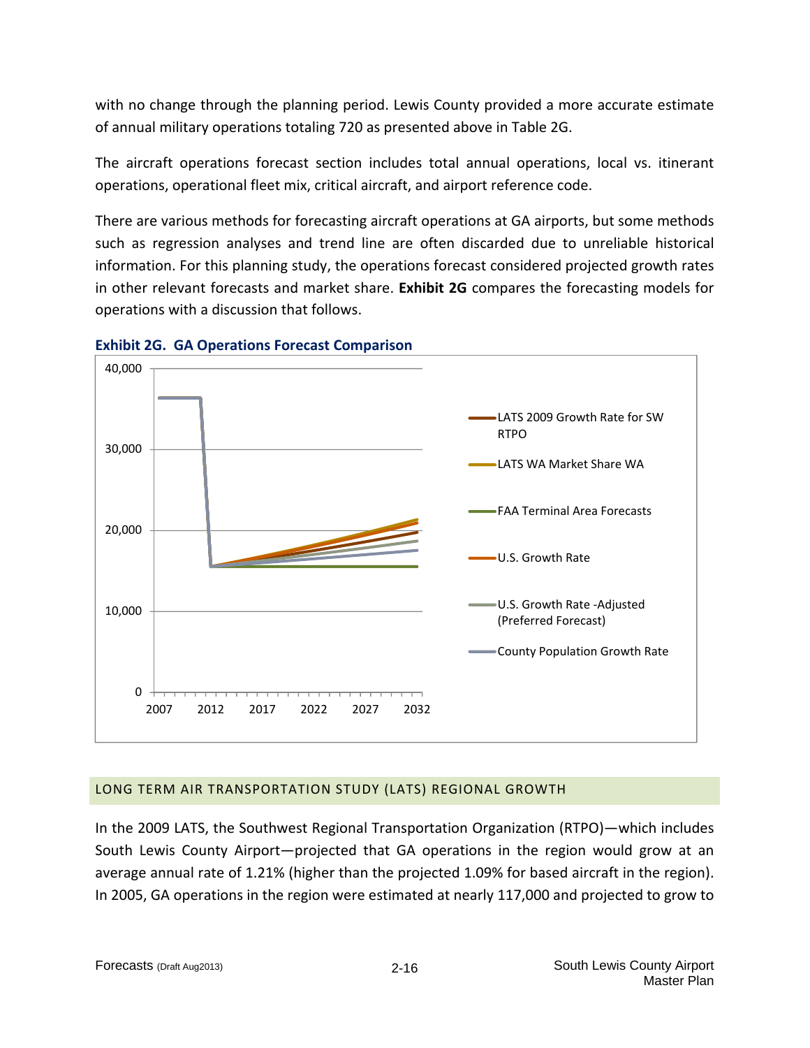with no change through the planning period. Lewis County provided a more accurate estimate of annual military operations totaling 720 as presented above in Table 2G.

The aircraft operations forecast section includes total annual operations, local vs. itinerant operations, operational fleet mix, critical aircraft, and airport reference code.

There are various methods for forecasting aircraft operations at GA airports, but some methods such as regression analyses and trend line are often discarded due to unreliable historical information. For this planning study, the operations forecast considered projected growth rates in other relevant forecasts and market share. **Exhibit 2G** compares the forecasting models for operations with a discussion that follows.

**Exhibit 2G. GA Operations Forecast Comparison**

## LONG TERM AIR TRANSPORTATION STUDY (LATS) REGIONAL GROWTH

In the 2009 LATS, the Southwest Regional Transportation Organization (RTPO)—which includes South Lewis County Airport—projected that GA operations in the region would grow at an average annual rate of 1.21% (higher than the projected 1.09% for based aircraft in the region). In 2005, GA operations in the region were estimated at nearly 117,000 and projected to grow to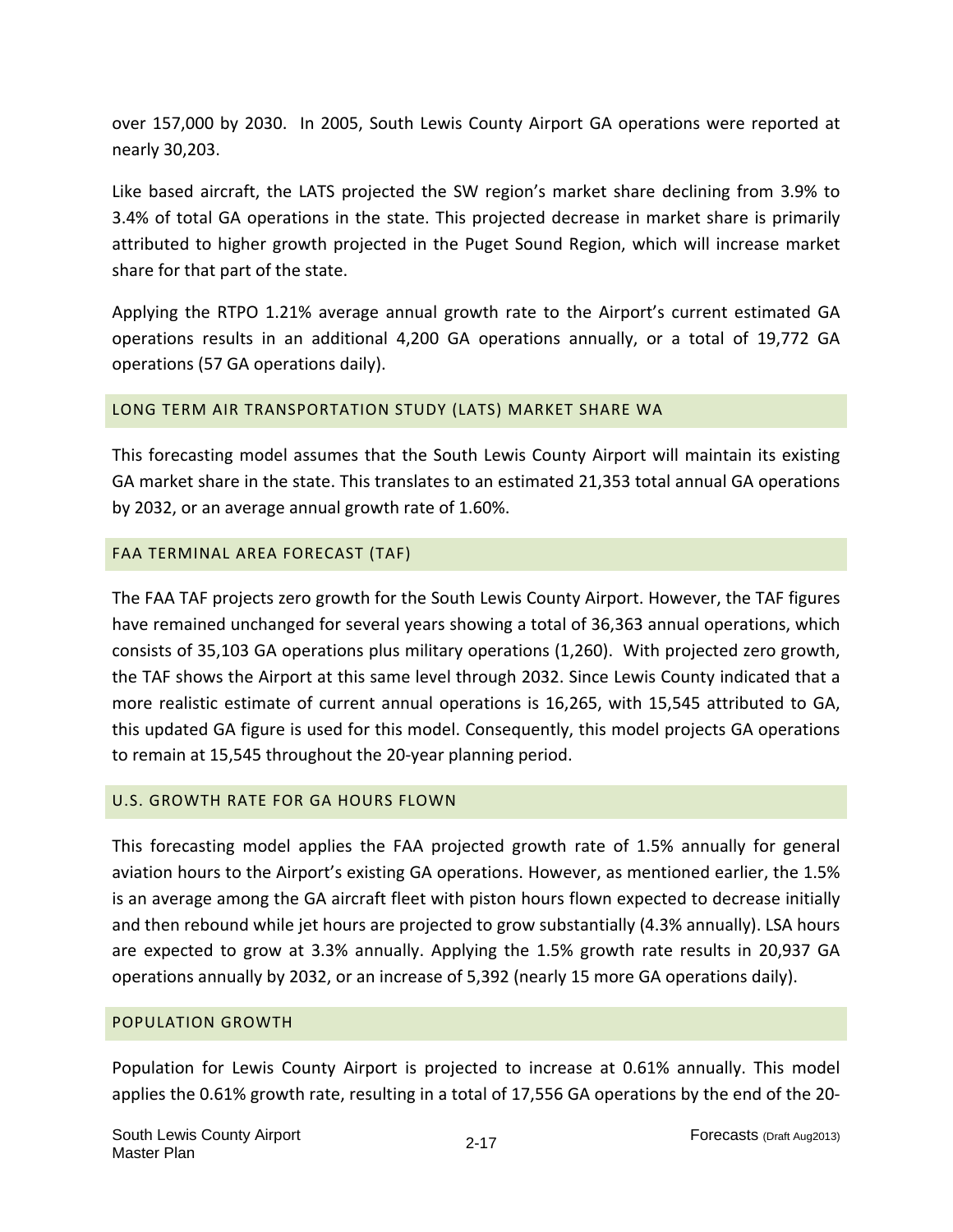over 157,000 by 2030. In 2005, South Lewis County Airport GA operations were reported at nearly 30,203.

Like based aircraft, the LATS projected the SW region's market share declining from 3.9% to 3.4% of total GA operations in the state. This projected decrease in market share is primarily attributed to higher growth projected in the Puget Sound Region, which will increase market share for that part of the state.

Applying the RTPO 1.21% average annual growth rate to the Airport's current estimated GA operations results in an additional 4,200 GA operations annually, or a total of 19,772 GA operations (57 GA operations daily).

### LONG TERM AIR TRANSPORTATION STUDY (LATS) MARKET SHARE WA

This forecasting model assumes that the South Lewis County Airport will maintain its existing GA market share in the state. This translates to an estimated 21,353 total annual GA operations by 2032, or an average annual growth rate of 1.60%.

### FAA TERMINAL AREA FORECAST (TAF)

The FAA TAF projects zero growth for the South Lewis County Airport. However, the TAF figures have remained unchanged for several years showing a total of 36,363 annual operations, which consists of 35,103 GA operations plus military operations (1,260). With projected zero growth, the TAF shows the Airport at this same level through 2032. Since Lewis County indicated that a more realistic estimate of current annual operations is 16,265, with 15,545 attributed to GA, this updated GA figure is used for this model. Consequently, this model projects GA operations to remain at 15,545 throughout the 20-year planning period.

### U.S. GROWTH RATE FOR GA HOURS FLOWN

This forecasting model applies the FAA projected growth rate of 1.5% annually for general aviation hours to the Airport's existing GA operations. However, as mentioned earlier, the 1.5% is an average among the GA aircraft fleet with piston hours flown expected to decrease initially and then rebound while jet hours are projected to grow substantially (4.3% annually). LSA hours are expected to grow at 3.3% annually. Applying the 1.5% growth rate results in 20,937 GA operations annually by 2032, or an increase of 5,392 (nearly 15 more GA operations daily).

### POPULATION GROWTH

Population for Lewis County Airport is projected to increase at 0.61% annually. This model applies the 0.61% growth rate, resulting in a total of 17,556 GA operations by the end of the 20-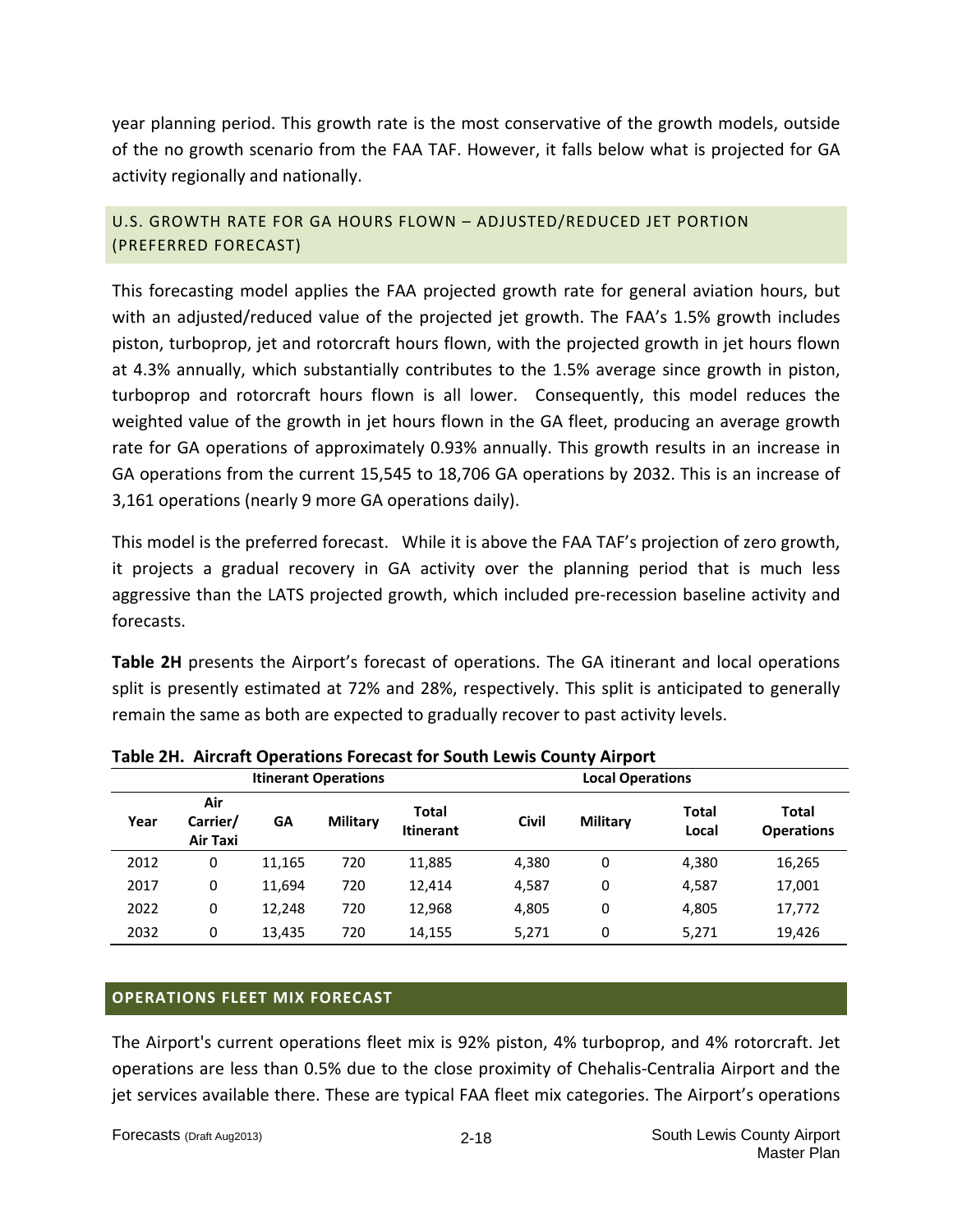year planning period. This growth rate is the most conservative of the growth models, outside of the no growth scenario from the FAA TAF. However, it falls below what is projected for GA activity regionally and nationally.

### U.S. GROWTH RATE FOR GA HOURS FLOWN – ADJUSTED/REDUCED JET PORTION (PREFERRED FORECAST)

This forecasting model applies the FAA projected growth rate for general aviation hours, but with an adjusted/reduced value of the projected jet growth. The FAA's 1.5% growth includes piston, turboprop, jet and rotorcraft hours flown, with the projected growth in jet hours flown at 4.3% annually, which substantially contributes to the 1.5% average since growth in piston, turboprop and rotorcraft hours flown is all lower. Consequently, this model reduces the weighted value of the growth in jet hours flown in the GA fleet, producing an average growth rate for GA operations of approximately 0.93% annually. This growth results in an increase in GA operations from the current 15,545 to 18,706 GA operations by 2032. This is an increase of 3,161 operations (nearly 9 more GA operations daily).

This model is the preferred forecast. While it is above the FAA TAF's projection of zero growth, it projects a gradual recovery in GA activity over the planning period that is much less aggressive than the LATS projected growth, which included pre-recession baseline activity and forecasts.

**Table 2H** presents the Airport's forecast of operations. The GA itinerant and local operations split is presently estimated at 72% and 28%, respectively. This split is anticipated to generally remain the same as both are expected to gradually recover to past activity levels.

**Table 2H. Aircraft Operations Forecast for South Lewis County Airport**

| | Itinerant Operations | | | | Local Operations | | | |
|---|---|---|---|---|---|---|---|---|
| Year | Air Carrier/ Air Taxi | GA | Military | Total Itinerant | Civil | Military | Total Local | Total Operations |
| 2012 | 0 | 11,165 | 720 | 11,885 | 4,380 | 0 | 4,380 | 16,265 |
| 2017 | 0 | 11,694 | 720 | 12,414 | 4,587 | 0 | 4,587 | 17,001 |
| 2022 | 0 | 12,248 | 720 | 12,968 | 4,805 | 0 | 4,805 | 17,772 |
| 2032 | 0 | 13,435 | 720 | 14,155 | 5,271 | 0 | 5,271 | 19,426 |

## OPERATIONS FLEET MIX FORECAST

The Airport's current operations fleet mix is 92% piston, 4% turboprop, and 4% rotorcraft. Jet operations are less than 0.5% due to the close proximity of Chehalis-Centralia Airport and the jet services available there. These are typical FAA fleet mix categories. The Airport's operations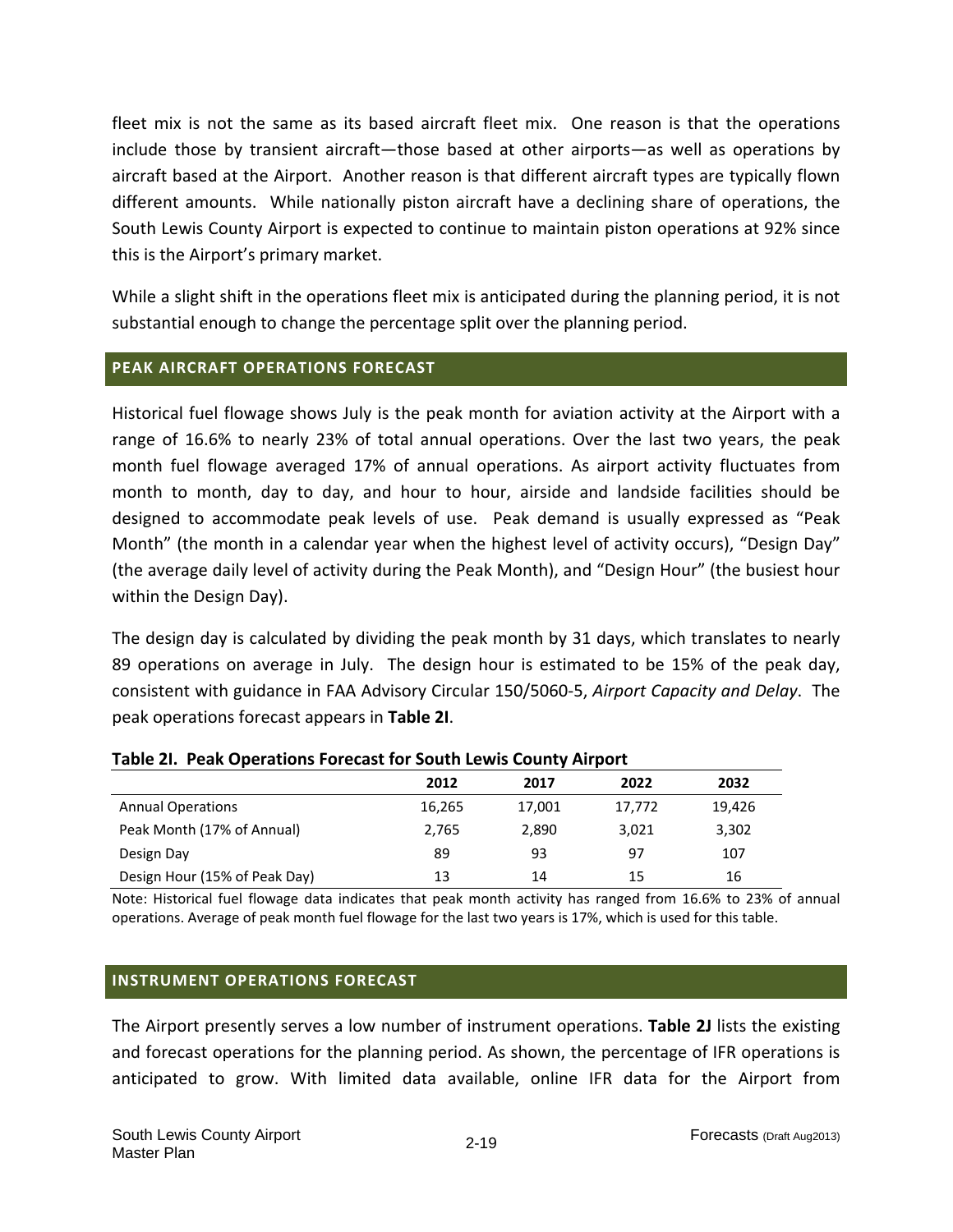fleet mix is not the same as its based aircraft fleet mix. One reason is that the operations include those by transient aircraft—those based at other airports—as well as operations by aircraft based at the Airport. Another reason is that different aircraft types are typically flown different amounts. While nationally piston aircraft have a declining share of operations, the South Lewis County Airport is expected to continue to maintain piston operations at 92% since this is the Airport's primary market.

While a slight shift in the operations fleet mix is anticipated during the planning period, it is not substantial enough to change the percentage split over the planning period.

## PEAK AIRCRAFT OPERATIONS FORECAST

Historical fuel flowage shows July is the peak month for aviation activity at the Airport with a range of 16.6% to nearly 23% of total annual operations. Over the last two years, the peak month fuel flowage averaged 17% of annual operations. As airport activity fluctuates from month to month, day to day, and hour to hour, airside and landside facilities should be designed to accommodate peak levels of use. Peak demand is usually expressed as "Peak Month" (the month in a calendar year when the highest level of activity occurs), "Design Day" (the average daily level of activity during the Peak Month), and "Design Hour" (the busiest hour within the Design Day).

The design day is calculated by dividing the peak month by 31 days, which translates to nearly 89 operations on average in July. The design hour is estimated to be 15% of the peak day, consistent with guidance in FAA Advisory Circular 150/5060-5, *Airport Capacity and Delay*. The peak operations forecast appears in **Table 2I**.

**Table 2I. Peak Operations Forecast for South Lewis County Airport**

| | 2012 | 2017 | 2022 | 2032 |
|---|---|---|---|---|
| Annual Operations | 16,265 | 17,001 | 17,772 | 19,426 |
| Peak Month (17% of Annual) | 2,765 | 2,890 | 3,021 | 3,302 |
| Design Day | 89 | 93 | 97 | 107 |
| Design Hour (15% of Peak Day) | 13 | 14 | 15 | 16 |

Note: Historical fuel flowage data indicates that peak month activity has ranged from 16.6% to 23% of annual operations. Average of peak month fuel flowage for the last two years is 17%, which is used for this table.

## INSTRUMENT OPERATIONS FORECAST

The Airport presently serves a low number of instrument operations. **Table 2J** lists the existing and forecast operations for the planning period. As shown, the percentage of IFR operations is anticipated to grow. With limited data available, online IFR data for the Airport from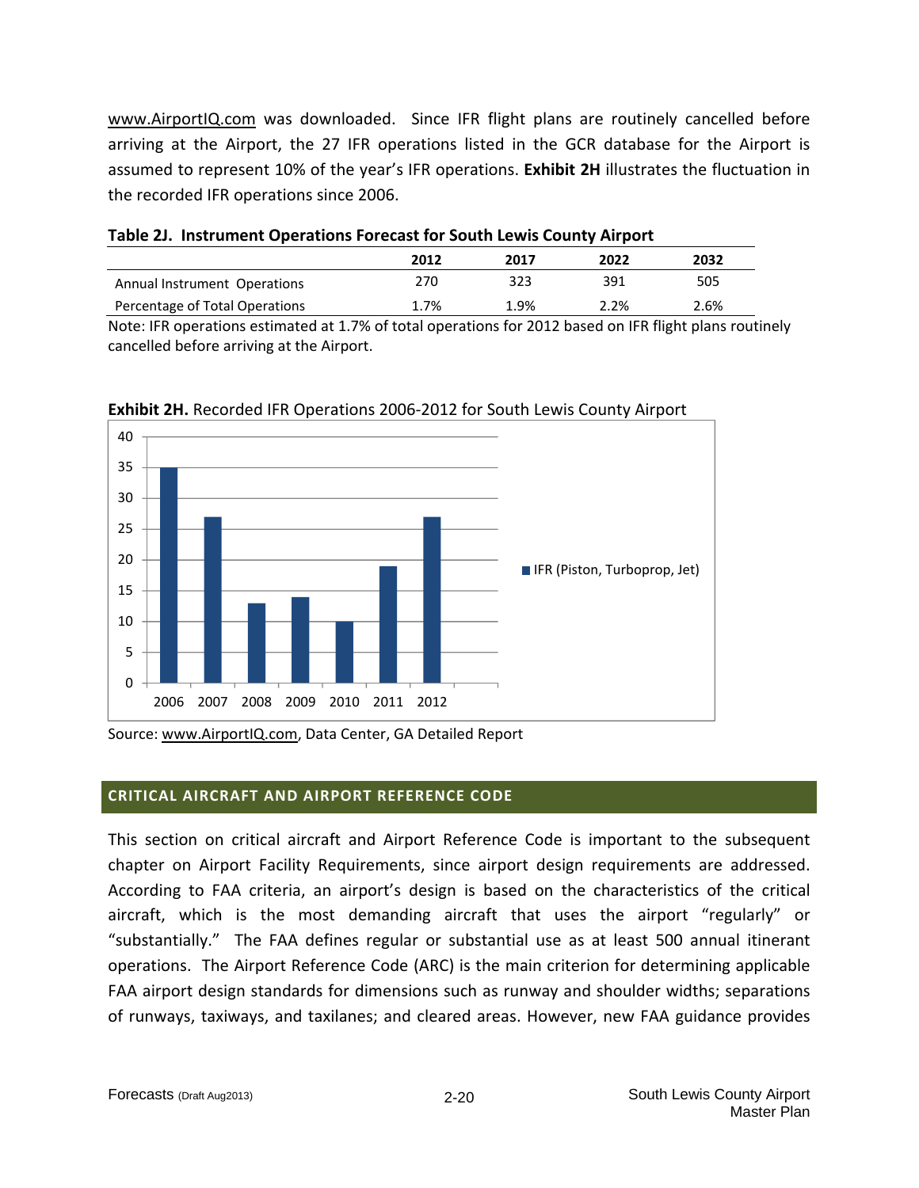www.AirportIQ.com was downloaded. Since IFR flight plans are routinely cancelled before arriving at the Airport, the 27 IFR operations listed in the GCR database for the Airport is assumed to represent 10% of the year's IFR operations. **Exhibit 2H** illustrates the fluctuation in the recorded IFR operations since 2006.

**Table 2J. Instrument Operations Forecast for South Lewis County Airport**

| | 2012 | 2017 | 2022 | 2032 |
|---|---|---|---|---|
| Annual Instrument Operations | 270 | 323 | 391 | 505 |
| Percentage of Total Operations | 1.7% | 1.9% | 2.2% | 2.6% |

Note: IFR operations estimated at 1.7% of total operations for 2012 based on IFR flight plans routinely cancelled before arriving at the Airport.

**Exhibit 2H.** Recorded IFR Operations 2006-2012 for South Lewis County Airport

| Year | IFR (Piston, Turboprop, Jet) |
|---|---|
| 2006 | 35 |
| 2007 | 27 |
| 2008 | 13 |
| 2009 | 14 |
| 2010 | 10 |
| 2011 | 19 |
| 2012 | 27 |

Source: www.AirportIQ.com, Data Center, GA Detailed Report

## CRITICAL AIRCRAFT AND AIRPORT REFERENCE CODE

This section on critical aircraft and Airport Reference Code is important to the subsequent chapter on Airport Facility Requirements, since airport design requirements are addressed. According to FAA criteria, an airport's design is based on the characteristics of the critical aircraft, which is the most demanding aircraft that uses the airport "regularly" or "substantially." The FAA defines regular or substantial use as at least 500 annual itinerant operations. The Airport Reference Code (ARC) is the main criterion for determining applicable FAA airport design standards for dimensions such as runway and shoulder widths; separations of runways, taxiways, and taxilanes; and cleared areas. However, new FAA guidance provides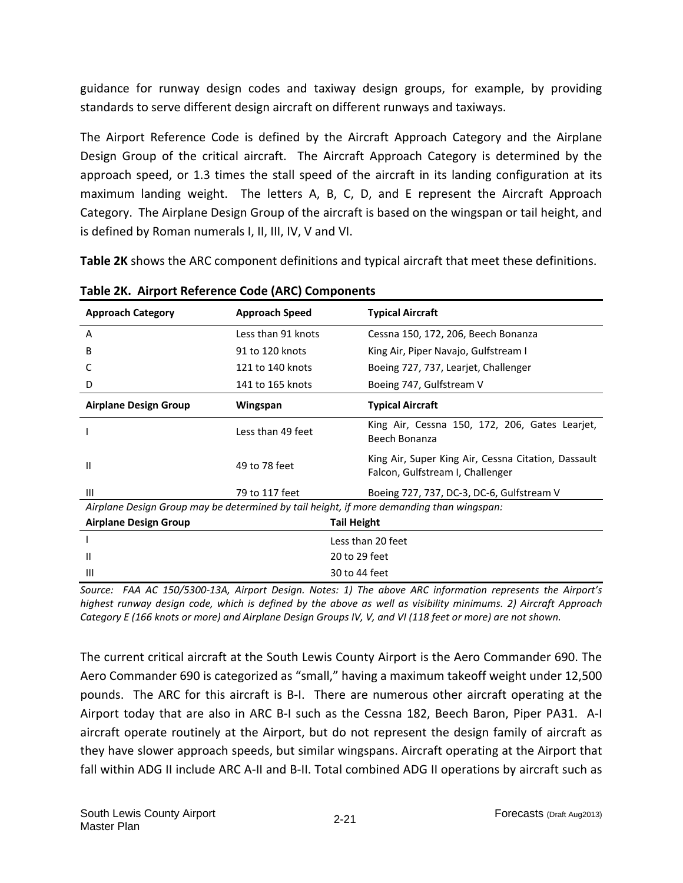guidance for runway design codes and taxiway design groups, for example, by providing standards to serve different design aircraft on different runways and taxiways.

The Airport Reference Code is defined by the Aircraft Approach Category and the Airplane Design Group of the critical aircraft. The Aircraft Approach Category is determined by the approach speed, or 1.3 times the stall speed of the aircraft in its landing configuration at its maximum landing weight. The letters A, B, C, D, and E represent the Aircraft Approach Category. The Airplane Design Group of the aircraft is based on the wingspan or tail height, and is defined by Roman numerals I, II, III, IV, V and VI.

**Table 2K** shows the ARC component definitions and typical aircraft that meet these definitions.

**Table 2K. Airport Reference Code (ARC) Components**

| **Approach Category** | **Approach Speed** | **Typical Aircraft** |
|---|---|---|
| A | Less than 91 knots | Cessna 150, 172, 206, Beech Bonanza |
| B | 91 to 120 knots | King Air, Piper Navajo, Gulfstream I |
| C | 121 to 140 knots | Boeing 727, 737, Learjet, Challenger |
| D | 141 to 165 knots | Boeing 747, Gulfstream V |
| **Airplane Design Group** | **Wingspan** | **Typical Aircraft** |
| I | Less than 49 feet | King Air, Cessna 150, 172, 206, Gates Learjet, Beech Bonanza |
| II | 49 to 78 feet | King Air, Super King Air, Cessna Citation, Dassault Falcon, Gulfstream I, Challenger |
| III | 79 to 117 feet | Boeing 727, 737, DC-3, DC-6, Gulfstream V |
| *Airplane Design Group may be determined by tail height, if more demanding than wingspan:* | | |
| **Airplane Design Group** | **Tail Height** | |
| I | Less than 20 feet | |
| II | 20 to 29 feet | |
| III | 30 to 44 feet | |

*Source: FAA AC 150/5300-13A, Airport Design. Notes: 1) The above ARC information represents the Airport's highest runway design code, which is defined by the above as well as visibility minimums. 2) Aircraft Approach Category E (166 knots or more) and Airplane Design Groups IV, V, and VI (118 feet or more) are not shown.*

The current critical aircraft at the South Lewis County Airport is the Aero Commander 690. The Aero Commander 690 is categorized as "small," having a maximum takeoff weight under 12,500 pounds. The ARC for this aircraft is B-I. There are numerous other aircraft operating at the Airport today that are also in ARC B-I such as the Cessna 182, Beech Baron, Piper PA31. A-I aircraft operate routinely at the Airport, but do not represent the design family of aircraft as they have slower approach speeds, but similar wingspans. Aircraft operating at the Airport that fall within ADG II include ARC A-II and B-II. Total combined ADG II operations by aircraft such as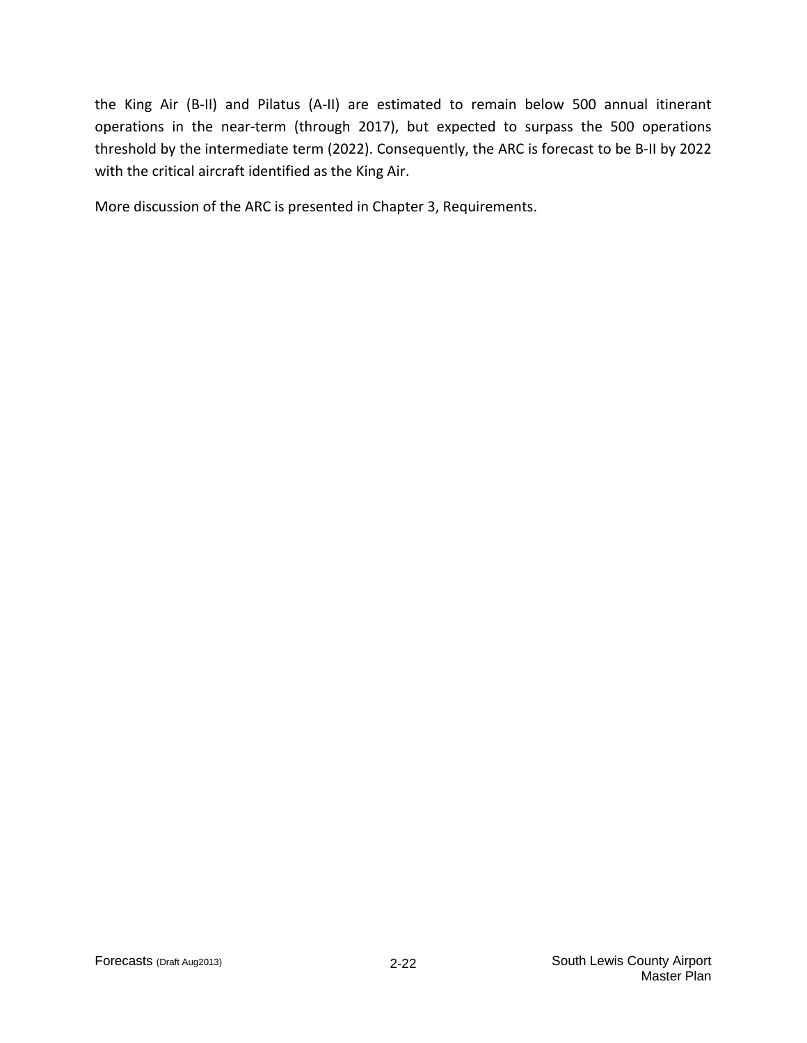the King Air (B-II) and Pilatus (A-II) are estimated to remain below 500 annual itinerant operations in the near-term (through 2017), but expected to surpass the 500 operations threshold by the intermediate term (2022). Consequently, the ARC is forecast to be B-II by 2022 with the critical aircraft identified as the King Air.

More discussion of the ARC is presented in Chapter 3, Requirements.